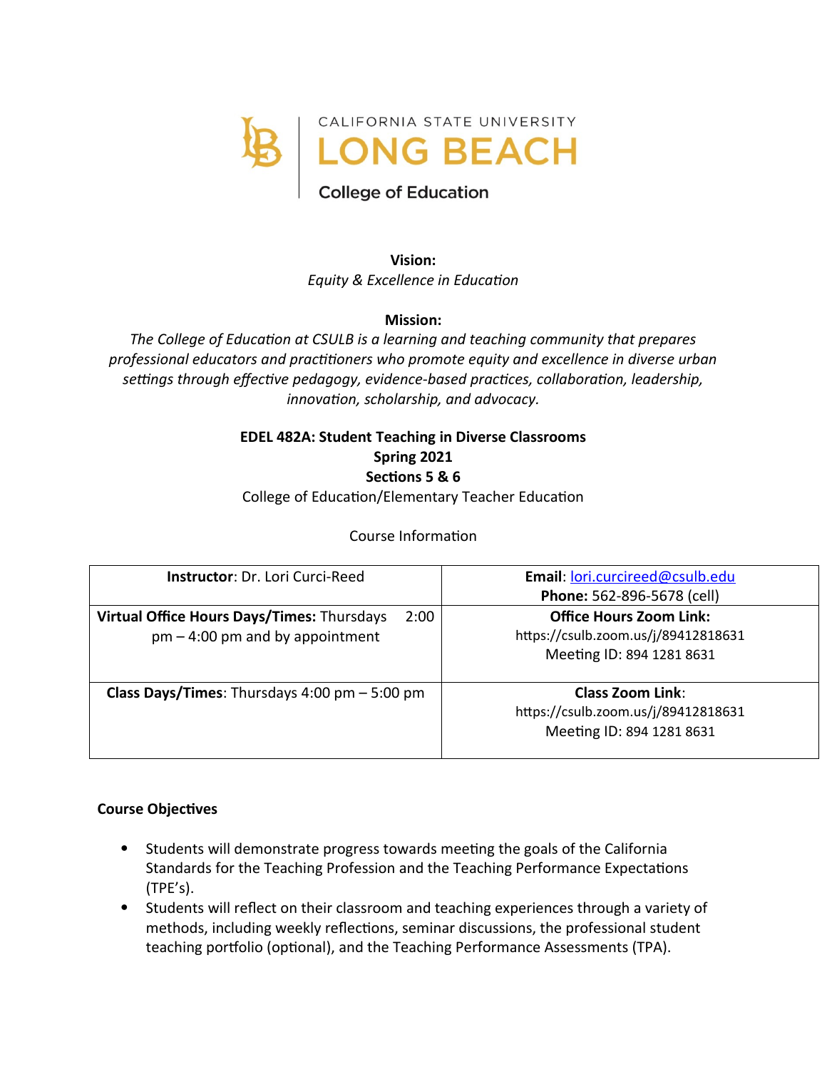CALIFORNIA STATE UNIVERSITY
LONG BEACH
College of Education

**Vision:**
*Equity & Excellence in Education*

**Mission:**
*The College of Education at CSULB is a learning and teaching community that prepares professional educators and practitioners who promote equity and excellence in diverse urban settings through effective pedagogy, evidence-based practices, collaboration, leadership, innovation, scholarship, and advocacy.*

**EDEL 482A: Student Teaching in Diverse Classrooms**
**Spring 2021**
**Sections 5 & 6**
College of Education/Elementary Teacher Education

Course Information

| **Instructor**: Dr. Lori Curci-Reed | **Email**: lori.curcireed@csulb.edu<br>**Phone:** 562-896-5678 (cell) |
|---|---|
| **Virtual Office Hours Days/Times:** Thursdays 2:00 pm – 4:00 pm and by appointment | **Office Hours Zoom Link:**<br>https://csulb.zoom.us/j/89412818631<br>Meeting ID: 894 1281 8631 |
| **Class Days/Times**: Thursdays 4:00 pm – 5:00 pm | **Class Zoom Link**:<br>https://csulb.zoom.us/j/89412818631<br>Meeting ID: 894 1281 8631 |

**Course Objectives**

- Students will demonstrate progress towards meeting the goals of the California Standards for the Teaching Profession and the Teaching Performance Expectations (TPE's).
- Students will reflect on their classroom and teaching experiences through a variety of methods, including weekly reflections, seminar discussions, the professional student teaching portfolio (optional), and the Teaching Performance Assessments (TPA).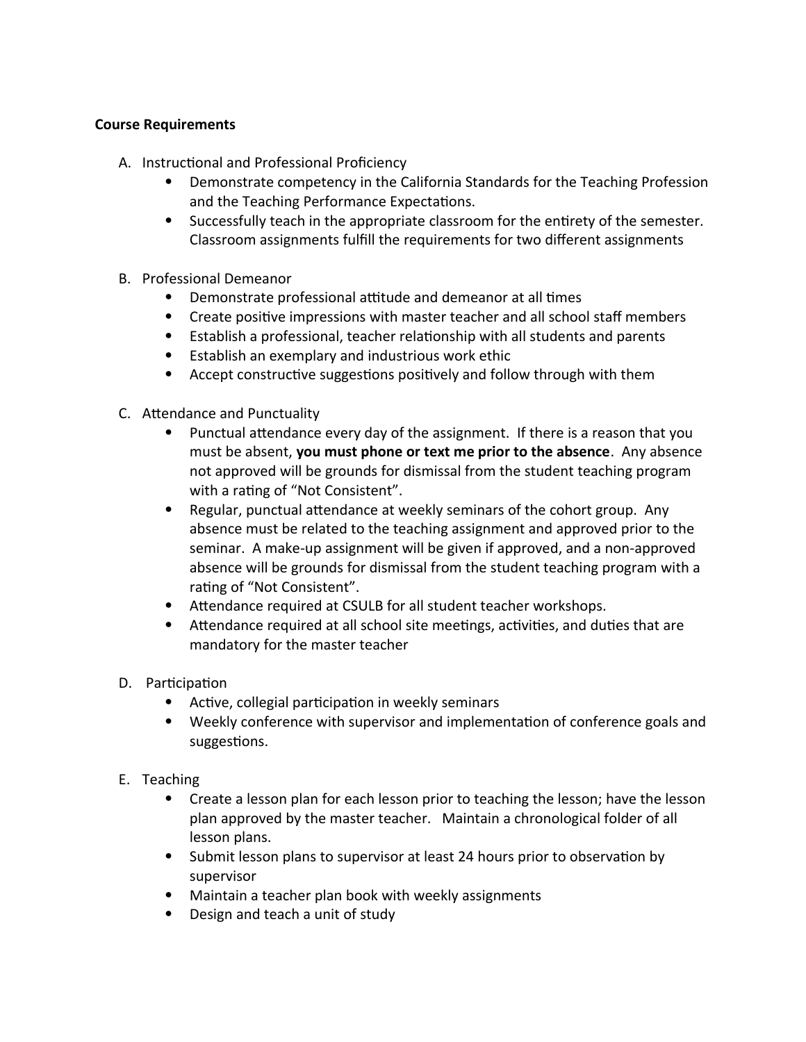**Course Requirements**

A. Instructional and Professional Proficiency
   - Demonstrate competency in the California Standards for the Teaching Profession and the Teaching Performance Expectations.
   - Successfully teach in the appropriate classroom for the entirety of the semester. Classroom assignments fulfill the requirements for two different assignments

B. Professional Demeanor
   - Demonstrate professional attitude and demeanor at all times
   - Create positive impressions with master teacher and all school staff members
   - Establish a professional, teacher relationship with all students and parents
   - Establish an exemplary and industrious work ethic
   - Accept constructive suggestions positively and follow through with them

C. Attendance and Punctuality
   - Punctual attendance every day of the assignment. If there is a reason that you must be absent, **you must phone or text me prior to the absence**. Any absence not approved will be grounds for dismissal from the student teaching program with a rating of "Not Consistent".
   - Regular, punctual attendance at weekly seminars of the cohort group. Any absence must be related to the teaching assignment and approved prior to the seminar. A make-up assignment will be given if approved, and a non-approved absence will be grounds for dismissal from the student teaching program with a rating of "Not Consistent".
   - Attendance required at CSULB for all student teacher workshops.
   - Attendance required at all school site meetings, activities, and duties that are mandatory for the master teacher

D. Participation
   - Active, collegial participation in weekly seminars
   - Weekly conference with supervisor and implementation of conference goals and suggestions.

E. Teaching
   - Create a lesson plan for each lesson prior to teaching the lesson; have the lesson plan approved by the master teacher. Maintain a chronological folder of all lesson plans.
   - Submit lesson plans to supervisor at least 24 hours prior to observation by supervisor
   - Maintain a teacher plan book with weekly assignments
   - Design and teach a unit of study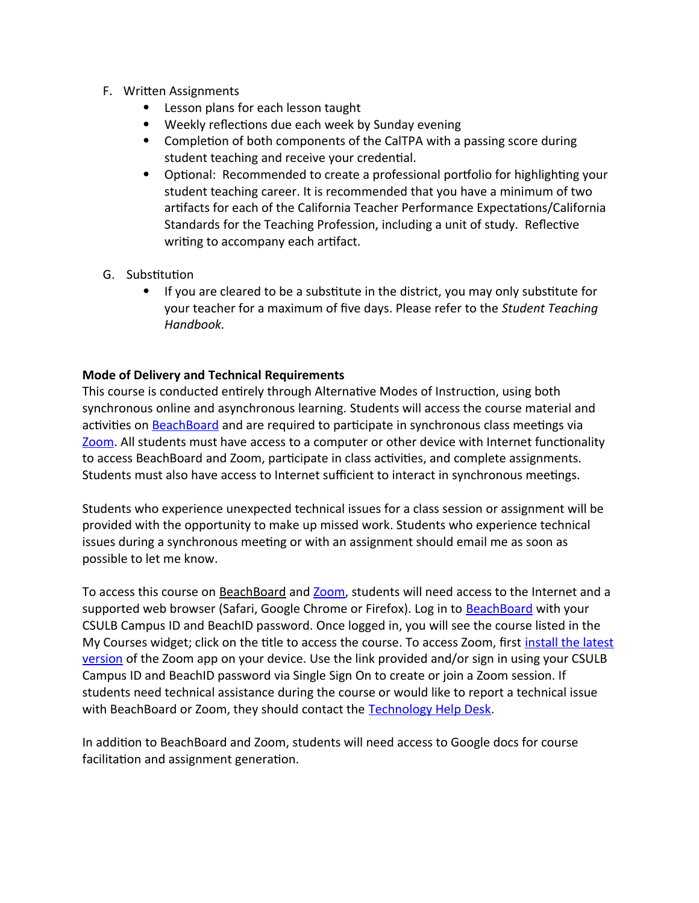F. Written Assignments
   - Lesson plans for each lesson taught
   - Weekly reflections due each week by Sunday evening
   - Completion of both components of the CalTPA with a passing score during student teaching and receive your credential.
   - Optional: Recommended to create a professional portfolio for highlighting your student teaching career. It is recommended that you have a minimum of two artifacts for each of the California Teacher Performance Expectations/California Standards for the Teaching Profession, including a unit of study. Reflective writing to accompany each artifact.

G. Substitution
   - If you are cleared to be a substitute in the district, you may only substitute for your teacher for a maximum of five days. Please refer to the *Student Teaching Handbook.*

**Mode of Delivery and Technical Requirements**

This course is conducted entirely through Alternative Modes of Instruction, using both synchronous online and asynchronous learning. Students will access the course material and activities on BeachBoard and are required to participate in synchronous class meetings via Zoom. All students must have access to a computer or other device with Internet functionality to access BeachBoard and Zoom, participate in class activities, and complete assignments. Students must also have access to Internet sufficient to interact in synchronous meetings.

Students who experience unexpected technical issues for a class session or assignment will be provided with the opportunity to make up missed work. Students who experience technical issues during a synchronous meeting or with an assignment should email me as soon as possible to let me know.

To access this course on BeachBoard and Zoom, students will need access to the Internet and a supported web browser (Safari, Google Chrome or Firefox). Log in to BeachBoard with your CSULB Campus ID and BeachID password. Once logged in, you will see the course listed in the My Courses widget; click on the title to access the course. To access Zoom, first install the latest version of the Zoom app on your device. Use the link provided and/or sign in using your CSULB Campus ID and BeachID password via Single Sign On to create or join a Zoom session. If students need technical assistance during the course or would like to report a technical issue with BeachBoard or Zoom, they should contact the Technology Help Desk.

In addition to BeachBoard and Zoom, students will need access to Google docs for course facilitation and assignment generation.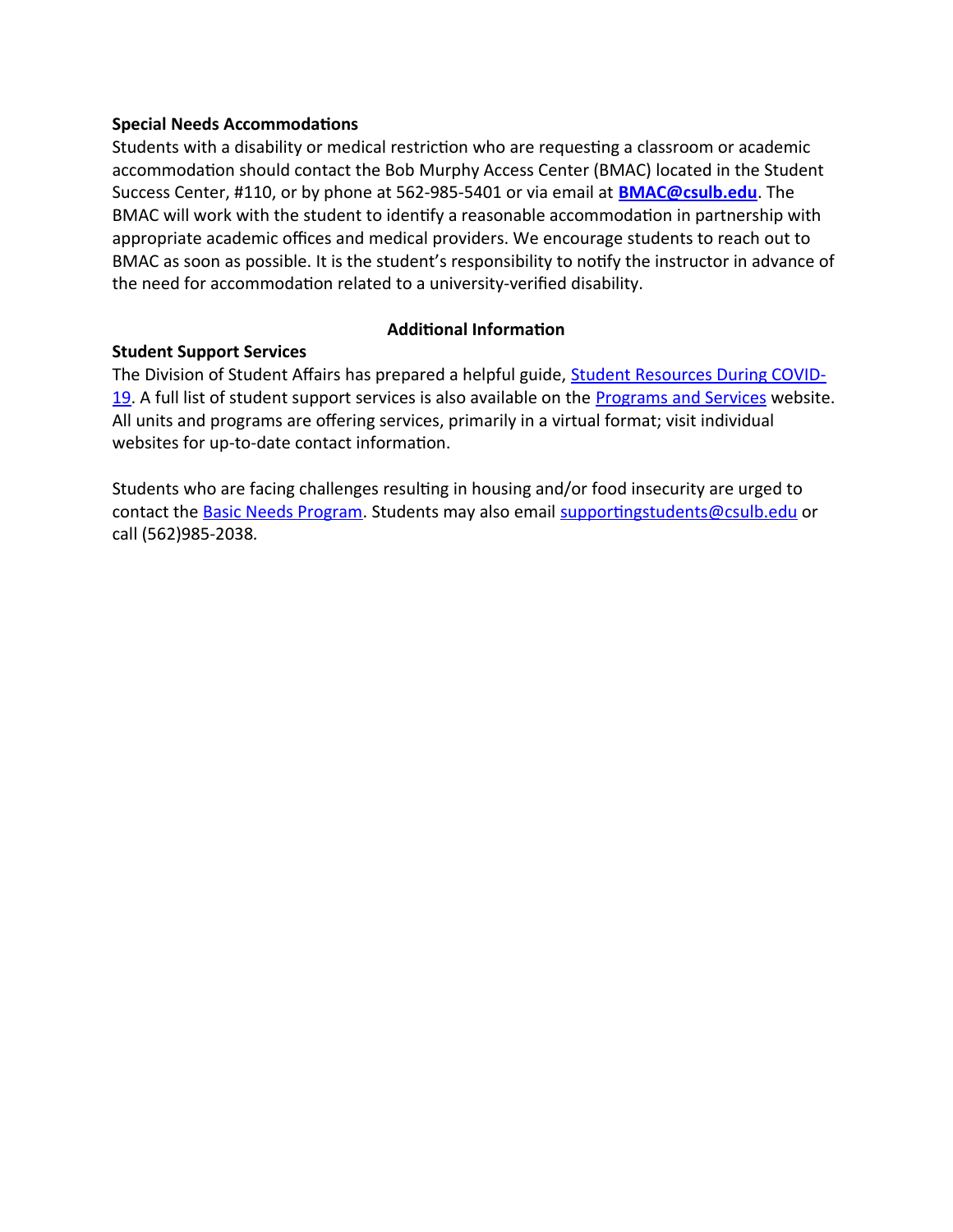**Special Needs Accommodations**

Students with a disability or medical restriction who are requesting a classroom or academic accommodation should contact the Bob Murphy Access Center (BMAC) located in the Student Success Center, #110, or by phone at 562-985-5401 or via email at **BMAC@csulb.edu**. The BMAC will work with the student to identify a reasonable accommodation in partnership with appropriate academic offices and medical providers. We encourage students to reach out to BMAC as soon as possible. It is the student's responsibility to notify the instructor in advance of the need for accommodation related to a university-verified disability.

## Additional Information

**Student Support Services**

The Division of Student Affairs has prepared a helpful guide, Student Resources During COVID-19. A full list of student support services is also available on the Programs and Services website. All units and programs are offering services, primarily in a virtual format; visit individual websites for up-to-date contact information.

Students who are facing challenges resulting in housing and/or food insecurity are urged to contact the Basic Needs Program. Students may also email supportingstudents@csulb.edu or call (562)985-2038*.*